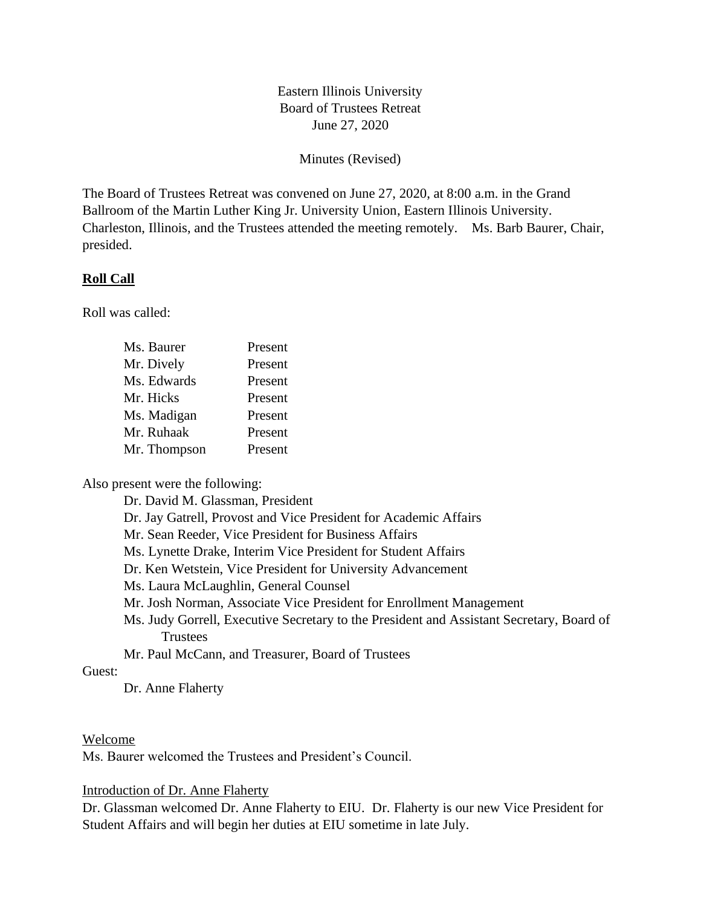Eastern Illinois University
Board of Trustees Retreat
June 27, 2020

Minutes (Revised)

The Board of Trustees Retreat was convened on June 27, 2020, at 8:00 a.m. in the Grand Ballroom of the Martin Luther King Jr. University Union, Eastern Illinois University. Charleston, Illinois, and the Trustees attended the meeting remotely. Ms. Barb Baurer, Chair, presided.

## **Roll Call**

Roll was called:

| | |
|---|---|
| Ms. Baurer | Present |
| Mr. Dively | Present |
| Ms. Edwards | Present |
| Mr. Hicks | Present |
| Ms. Madigan | Present |
| Mr. Ruhaak | Present |
| Mr. Thompson | Present |

Also present were the following:

Dr. David M. Glassman, President
Dr. Jay Gatrell, Provost and Vice President for Academic Affairs
Mr. Sean Reeder, Vice President for Business Affairs
Ms. Lynette Drake, Interim Vice President for Student Affairs
Dr. Ken Wetstein, Vice President for University Advancement
Ms. Laura McLaughlin, General Counsel
Mr. Josh Norman, Associate Vice President for Enrollment Management
Ms. Judy Gorrell, Executive Secretary to the President and Assistant Secretary, Board of Trustees
Mr. Paul McCann, and Treasurer, Board of Trustees

Guest:

Dr. Anne Flaherty

Welcome

Ms. Baurer welcomed the Trustees and President's Council.

Introduction of Dr. Anne Flaherty

Dr. Glassman welcomed Dr. Anne Flaherty to EIU. Dr. Flaherty is our new Vice President for Student Affairs and will begin her duties at EIU sometime in late July.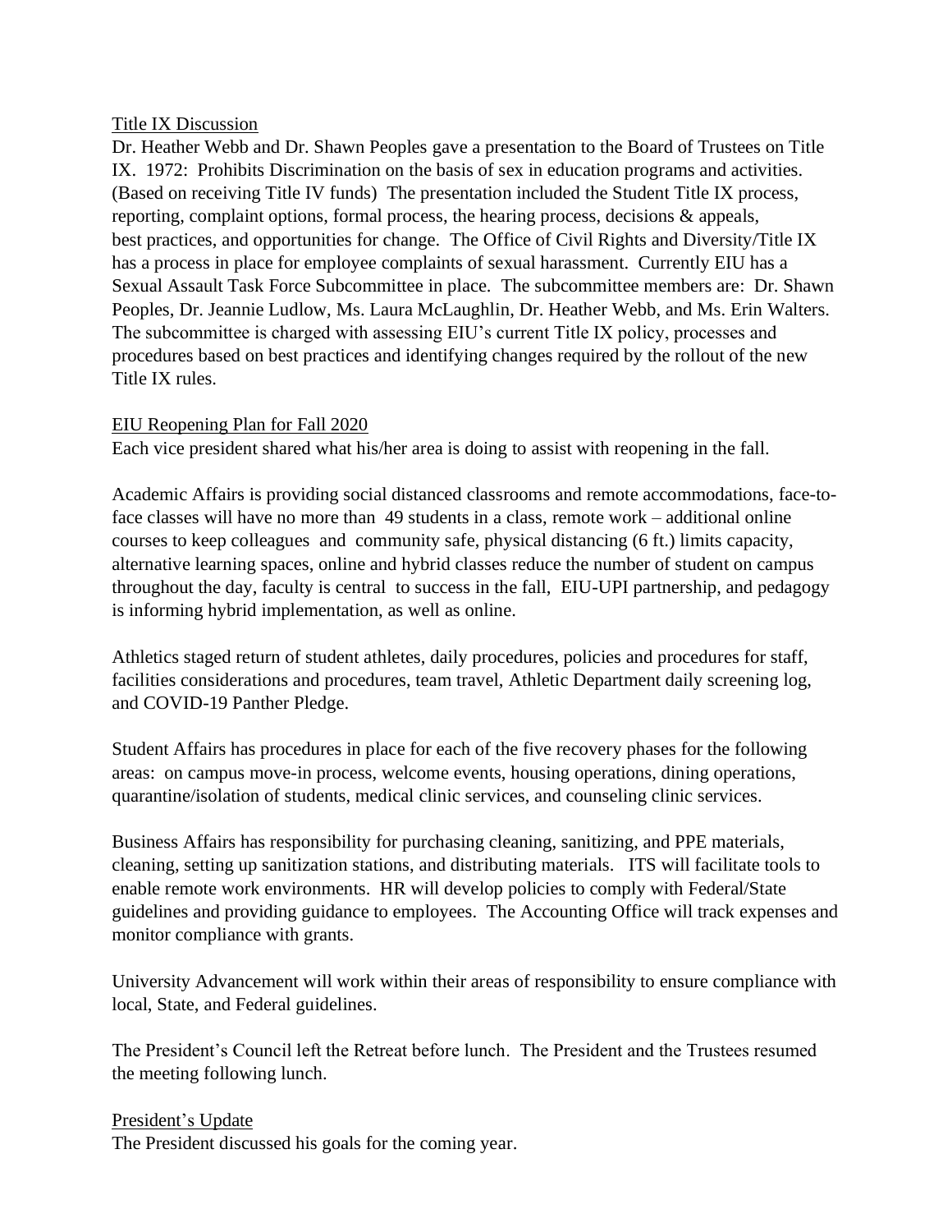<u>Title IX Discussion</u>

Dr. Heather Webb and Dr. Shawn Peoples gave a presentation to the Board of Trustees on Title IX. 1972: Prohibits Discrimination on the basis of sex in education programs and activities. (Based on receiving Title IV funds) The presentation included the Student Title IX process, reporting, complaint options, formal process, the hearing process, decisions & appeals, best practices, and opportunities for change. The Office of Civil Rights and Diversity/Title IX has a process in place for employee complaints of sexual harassment. Currently EIU has a Sexual Assault Task Force Subcommittee in place. The subcommittee members are: Dr. Shawn Peoples, Dr. Jeannie Ludlow, Ms. Laura McLaughlin, Dr. Heather Webb, and Ms. Erin Walters. The subcommittee is charged with assessing EIU's current Title IX policy, processes and procedures based on best practices and identifying changes required by the rollout of the new Title IX rules.

<u>EIU Reopening Plan for Fall 2020</u>

Each vice president shared what his/her area is doing to assist with reopening in the fall.

Academic Affairs is providing social distanced classrooms and remote accommodations, face-to-face classes will have no more than 49 students in a class, remote work – additional online courses to keep colleagues and community safe, physical distancing (6 ft.) limits capacity, alternative learning spaces, online and hybrid classes reduce the number of student on campus throughout the day, faculty is central to success in the fall, EIU-UPI partnership, and pedagogy is informing hybrid implementation, as well as online.

Athletics staged return of student athletes, daily procedures, policies and procedures for staff, facilities considerations and procedures, team travel, Athletic Department daily screening log, and COVID-19 Panther Pledge.

Student Affairs has procedures in place for each of the five recovery phases for the following areas: on campus move-in process, welcome events, housing operations, dining operations, quarantine/isolation of students, medical clinic services, and counseling clinic services.

Business Affairs has responsibility for purchasing cleaning, sanitizing, and PPE materials, cleaning, setting up sanitization stations, and distributing materials. ITS will facilitate tools to enable remote work environments. HR will develop policies to comply with Federal/State guidelines and providing guidance to employees. The Accounting Office will track expenses and monitor compliance with grants.

University Advancement will work within their areas of responsibility to ensure compliance with local, State, and Federal guidelines.

The President's Council left the Retreat before lunch. The President and the Trustees resumed the meeting following lunch.

<u>President's Update</u>

The President discussed his goals for the coming year.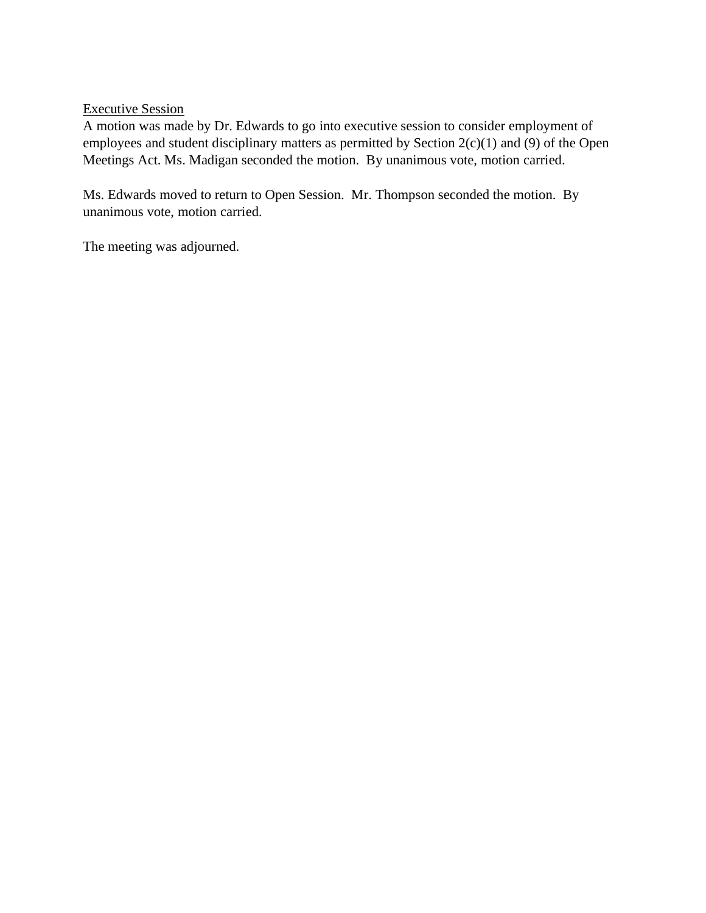Executive Session

A motion was made by Dr. Edwards to go into executive session to consider employment of employees and student disciplinary matters as permitted by Section 2(c)(1) and (9) of the Open Meetings Act. Ms. Madigan seconded the motion. By unanimous vote, motion carried.

Ms. Edwards moved to return to Open Session. Mr. Thompson seconded the motion. By unanimous vote, motion carried.

The meeting was adjourned.